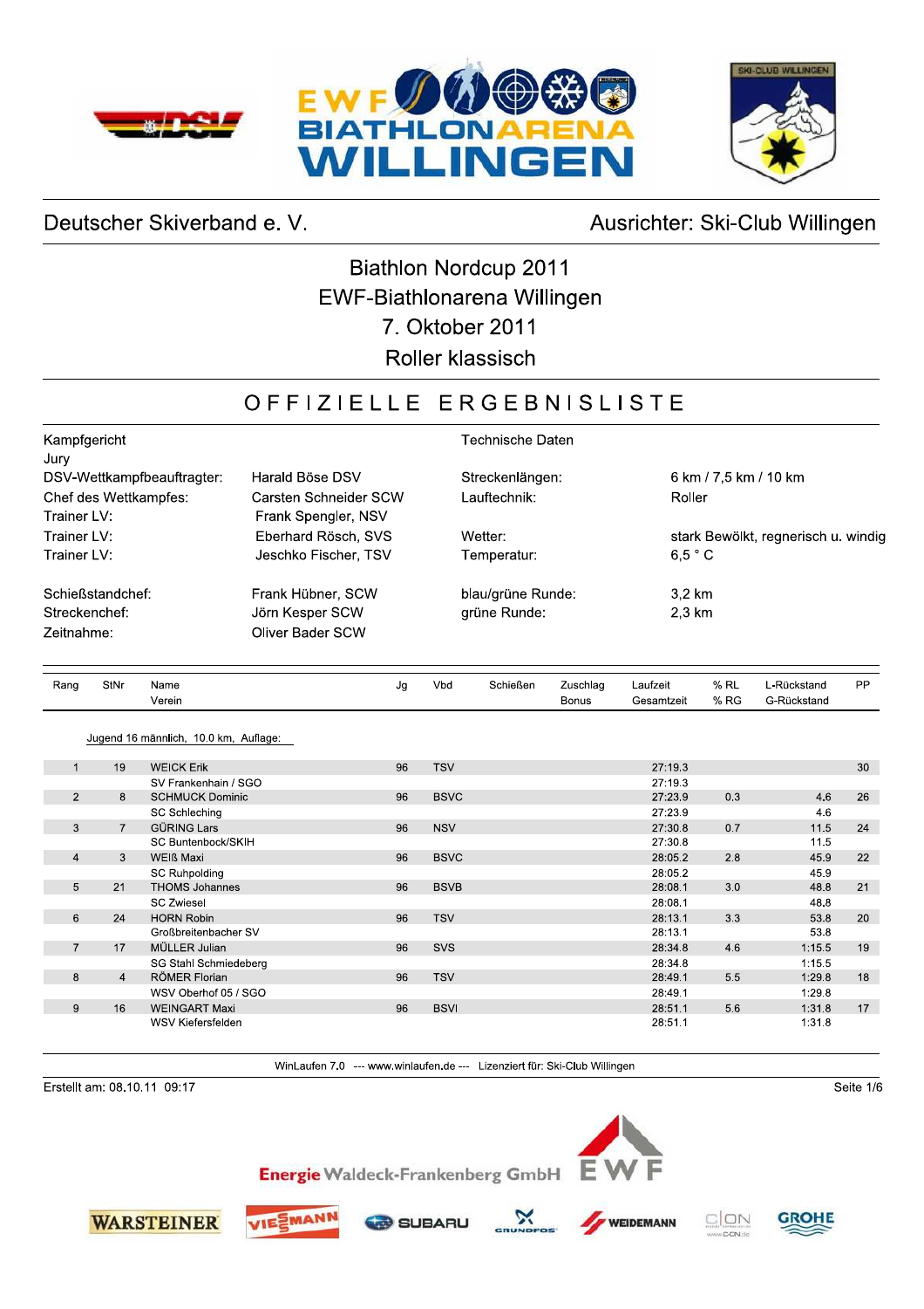Deutscher Skiverband e. V. — Ausrichter: Ski-Club Willingen

# Biathlon Nordcup 2011
## EWF-Biathlonarena Willingen
## 7. Oktober 2011
## Roller klassisch

# OFFIZIELLE ERGEBNISLISTE

| Kampfgericht | | Technische Daten | |
|---|---|---|---|
| Jury | | | |
| DSV-Wettkampfbeauftragter: | Harald Böse DSV | Streckenlängen: | 6 km / 7,5 km / 10 km |
| Chef des Wettkampfes: | Carsten Schneider SCW | Lauftechnik: | Roller |
| Trainer LV: | Frank Spengler, NSV | | |
| Trainer LV: | Eberhard Rösch, SVS | Wetter: | stark Bewölkt, regnerisch u. windig |
| Trainer LV: | Jeschko Fischer, TSV | Temperatur: | 6,5 ° C |
| Schießstandchef: | Frank Hübner, SCW | blau/grüne Runde: | 3,2 km |
| Streckenchef: | Jörn Kesper SCW | grüne Runde: | 2,3 km |
| Zeitnahme: | Oliver Bader SCW | | |

Jugend 16 männlich, 10.0 km, Auflage:

| Rang | StNr | Name / Verein | Jg | Vbd | Schießen | Zuschlag / Bonus | Laufzeit / Gesamtzeit | % RL / % RG | L-Rückstand / G-Rückstand | PP |
|---|---|---|---|---|---|---|---|---|---|---|
| 1 | 19 | WEICK Erik | 96 | TSV | | | 27:19.3 | | | 30 |
| | | SV Frankenhain / SGO | | | | | 27:19.3 | | | |
| 2 | 8 | SCHMUCK Dominic | 96 | BSVC | | | 27:23.9 | 0.3 | 4.6 | 26 |
| | | SC Schleching | | | | | 27:23.9 | | 4.6 | |
| 3 | 7 | GÜRING Lars | 96 | NSV | | | 27:30.8 | 0.7 | 11.5 | 24 |
| | | SC Buntenbock/SKIH | | | | | 27:30.8 | | 11.5 | |
| 4 | 3 | WEIß Maxi | 96 | BSVC | | | 28:05.2 | 2.8 | 45.9 | 22 |
| | | SC Ruhpolding | | | | | 28:05.2 | | 45.9 | |
| 5 | 21 | THOMS Johannes | 96 | BSVB | | | 28:08.1 | 3.0 | 48.8 | 21 |
| | | SC Zwiesel | | | | | 28:08.1 | | 48.8 | |
| 6 | 24 | HORN Robin | 96 | TSV | | | 28:13.1 | 3.3 | 53.8 | 20 |
| | | Großbreitenbacher SV | | | | | 28:13.1 | | 53.8 | |
| 7 | 17 | MÜLLER Julian | 96 | SVS | | | 28:34.8 | 4.6 | 1:15.5 | 19 |
| | | SG Stahl Schmiedeberg | | | | | 28:34.8 | | 1:15.5 | |
| 8 | 4 | RÖMER Florian | 96 | TSV | | | 28:49.1 | 5.5 | 1:29.8 | 18 |
| | | WSV Oberhof 05 / SGO | | | | | 28:49.1 | | 1:29.8 | |
| 9 | 16 | WEINGART Maxi | 96 | BSVI | | | 28:51.1 | 5.6 | 1:31.8 | 17 |
| | | WSV Kiefersfelden | | | | | 28:51.1 | | 1:31.8 | |

WinLaufen 7.0 --- www.winlaufen.de --- Lizenziert für: Ski-Club Willingen

Erstellt am: 08.10.11 09:17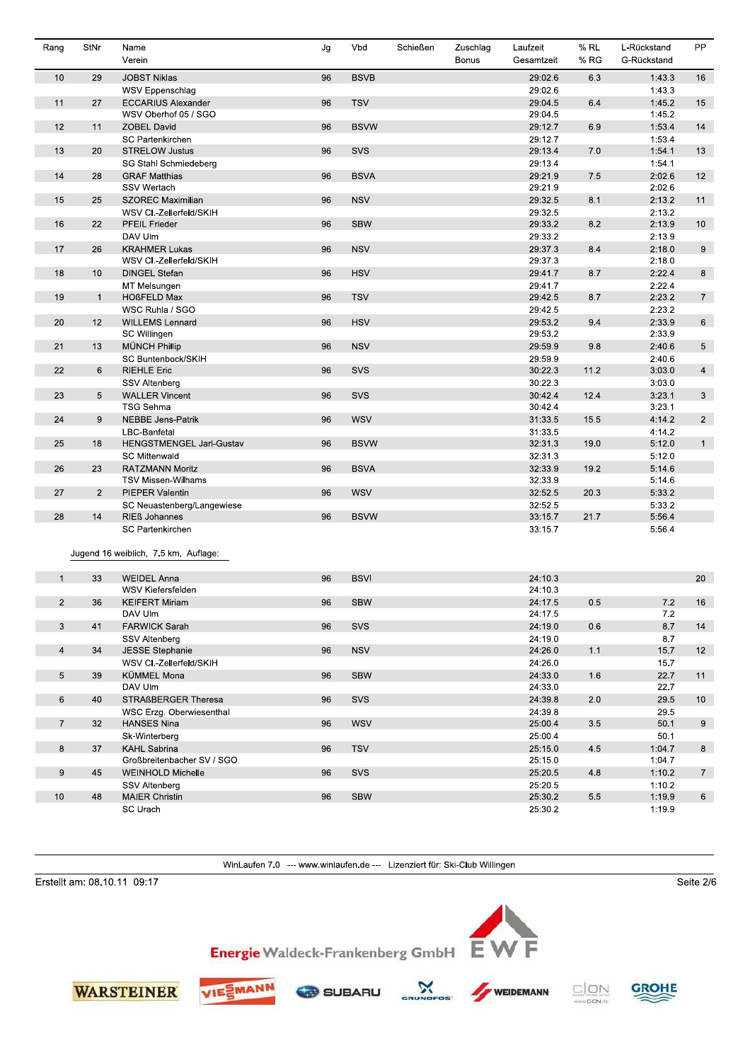| Rang | StNr | Name<br>Verein | Jg | Vbd | Schießen | Zuschlag<br>Bonus | Laufzeit<br>Gesamtzeit | % RL<br>% RG | L-Rückstand<br>G-Rückstand | PP |
|---|---|---|---|---|---|---|---|---|---|---|
| 10 | 29 | JOBST Niklas<br>WSV Eppenschlag | 96 | BSVB | | | 29:02.6<br>29:02.6 | 6.3 | 1:43.3<br>1:43.3 | 16 |
| 11 | 27 | ECCARIUS Alexander<br>WSV Oberhof 05 / SGO | 96 | TSV | | | 29:04.5<br>29:04.5 | 6.4 | 1:45.2<br>1:45.2 | 15 |
| 12 | 11 | ZOBEL David<br>SC Partenkirchen | 96 | BSVW | | | 29:12.7<br>29:12.7 | 6.9 | 1:53.4<br>1:53.4 | 14 |
| 13 | 20 | STRELOW Justus<br>SG Stahl Schmiedeberg | 96 | SVS | | | 29:13.4<br>29:13.4 | 7.0 | 1:54.1<br>1:54.1 | 13 |
| 14 | 28 | GRAF Matthias<br>SSV Wertach | 96 | BSVA | | | 29:21.9<br>29:21.9 | 7.5 | 2:02.6<br>2:02.6 | 12 |
| 15 | 25 | SZOREC Maximilian<br>WSV Cl.-Zellerfeld/SKIH | 96 | NSV | | | 29:32.5<br>29:32.5 | 8.1 | 2:13.2<br>2:13.2 | 11 |
| 16 | 22 | PFEIL Frieder<br>DAV Ulm | 96 | SBW | | | 29:33.2<br>29:33.2 | 8.2 | 2:13.9<br>2:13.9 | 10 |
| 17 | 26 | KRAHMER Lukas<br>WSV Cl.-Zellerfeld/SKIH | 96 | NSV | | | 29:37.3<br>29:37.3 | 8.4 | 2:18.0<br>2:18.0 | 9 |
| 18 | 10 | DINGEL Stefan<br>MT Melsungen | 96 | HSV | | | 29:41.7<br>29:41.7 | 8.7 | 2:22.4<br>2:22.4 | 8 |
| 19 | 1 | HOßFELD Max<br>WSC Ruhla / SGO | 96 | TSV | | | 29:42.5<br>29:42.5 | 8.7 | 2:23.2<br>2:23.2 | 7 |
| 20 | 12 | WILLEMS Lennard<br>SC Willingen | 96 | HSV | | | 29:53.2<br>29:53.2 | 9.4 | 2:33.9<br>2:33.9 | 6 |
| 21 | 13 | MÜNCH Phillip<br>SC Buntenbock/SKIH | 96 | NSV | | | 29:59.9<br>29:59.9 | 9.8 | 2:40.6<br>2:40.6 | 5 |
| 22 | 6 | RIEHLE Eric<br>SSV Altenberg | 96 | SVS | | | 30:22.3<br>30:22.3 | 11.2 | 3:03.0<br>3:03.0 | 4 |
| 23 | 5 | WALLER Vincent<br>TSG Sehma | 96 | SVS | | | 30:42.4<br>30:42.4 | 12.4 | 3:23.1<br>3:23.1 | 3 |
| 24 | 9 | NEBBE Jens-Patrik<br>LBC-Banfetal | 96 | WSV | | | 31:33.5<br>31:33.5 | 15.5 | 4:14.2<br>4:14.2 | 2 |
| 25 | 18 | HENGSTMENGEL Jarl-Gustav<br>SC Mittenwald | 96 | BSVW | | | 32:31.3<br>32:31.3 | 19.0 | 5:12.0<br>5:12.0 | 1 |
| 26 | 23 | RATZMANN Moritz<br>TSV Missen-Wilhams | 96 | BSVA | | | 32:33.9<br>32:33.9 | 19.2 | 5:14.6<br>5:14.6 | |
| 27 | 2 | PIEPER Valentin<br>SC Neuastenberg/Langewiese | 96 | WSV | | | 32:52.5<br>32:52.5 | 20.3 | 5:33.2<br>5:33.2 | |
| 28 | 14 | RIEß Johannes<br>SC Partenkirchen | 96 | BSVW | | | 33:15.7<br>33:15.7 | 21.7 | 5:56.4<br>5:56.4 | |

Jugend 16 weiblich, 7.5 km, Auflage:

| Rang | StNr | Name<br>Verein | Jg | Vbd | Schießen | Zuschlag<br>Bonus | Laufzeit<br>Gesamtzeit | % RL<br>% RG | L-Rückstand<br>G-Rückstand | PP |
|---|---|---|---|---|---|---|---|---|---|---|
| 1 | 33 | WEIDEL Anna<br>WSV Kiefersfelden | 96 | BSVI | | | 24:10.3<br>24:10.3 | | | 20 |
| 2 | 36 | KEIFERT Miriam<br>DAV Ulm | 96 | SBW | | | 24:17.5<br>24:17.5 | 0.5 | 7.2<br>7.2 | 16 |
| 3 | 41 | FARWICK Sarah<br>SSV Altenberg | 96 | SVS | | | 24:19.0<br>24:19.0 | 0.6 | 8.7<br>8.7 | 14 |
| 4 | 34 | JESSE Stephanie<br>WSV Cl.-Zellerfeld/SKIH | 96 | NSV | | | 24:26.0<br>24:26.0 | 1.1 | 15.7<br>15.7 | 12 |
| 5 | 39 | KÜMMEL Mona<br>DAV Ulm | 96 | SBW | | | 24:33.0<br>24:33.0 | 1.6 | 22.7<br>22.7 | 11 |
| 6 | 40 | STRAßBERGER Theresa<br>WSC Erzg. Oberwiesenthal | 96 | SVS | | | 24:39.8<br>24:39.8 | 2.0 | 29.5<br>29.5 | 10 |
| 7 | 32 | HANSES Nina<br>Sk-Winterberg | 96 | WSV | | | 25:00.4<br>25:00.4 | 3.5 | 50.1<br>50.1 | 9 |
| 8 | 37 | KAHL Sabrina<br>Großbreitenbacher SV / SGO | 96 | TSV | | | 25:15.0<br>25:15.0 | 4.5 | 1:04.7<br>1:04.7 | 8 |
| 9 | 45 | WEINHOLD Michelle<br>SSV Altenberg | 96 | SVS | | | 25:20.5<br>25:20.5 | 4.8 | 1:10.2<br>1:10.2 | 7 |
| 10 | 48 | MAIER Christin<br>SC Urach | 96 | SBW | | | 25:30.2<br>25:30.2 | 5.5 | 1:19.9<br>1:19.9 | 6 |

WinLaufen 7.0 --- www.winlaufen.de --- Lizenziert für: Ski-Club Willingen

Erstellt am: 08.10.11 09:17

Energie Waldeck-Frankenberg GmbH EWF

WARSTEINER VIESMANN SUBARU GRUNDFOS WEIDEMANN C-ON GROHE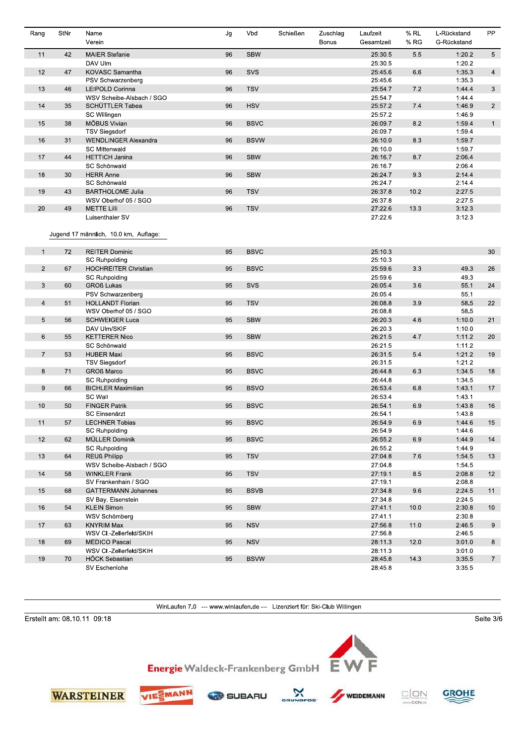| Rang | StNr | Name<br>Verein | Jg | Vbd | Schießen | Zuschlag<br>Bonus | Laufzeit<br>Gesamtzeit | % RL<br>% RG | L-Rückstand<br>G-Rückstand | PP |
|---|---|---|---|---|---|---|---|---|---|---|
| 11 | 42 | MAIER Stefanie<br>DAV Ulm | 96 | SBW | | | 25:30.5<br>25:30.5 | 5.5 | 1:20.2<br>1:20.2 | 5 |
| 12 | 47 | KOVASC Samantha<br>PSV Schwarzenberg | 96 | SVS | | | 25:45.6<br>25:45.6 | 6.6 | 1:35.3<br>1:35.3 | 4 |
| 13 | 46 | LEIPOLD Corinna<br>WSV Scheibe-Alsbach / SGO | 96 | TSV | | | 25:54.7<br>25:54.7 | 7.2 | 1:44.4<br>1:44.4 | 3 |
| 14 | 35 | SCHÜTTLER Tabea<br>SC Willingen | 96 | HSV | | | 25:57.2<br>25:57.2 | 7.4 | 1:46.9<br>1:46.9 | 2 |
| 15 | 38 | MÖBUS Vivian<br>TSV Siegsdorf | 96 | BSVC | | | 26:09.7<br>26:09.7 | 8.2 | 1:59.4<br>1:59.4 | 1 |
| 16 | 31 | WENDLINGER Alexandra<br>SC Mittenwald | 96 | BSVW | | | 26:10.0<br>26:10.0 | 8.3 | 1:59.7<br>1:59.7 | |
| 17 | 44 | HETTICH Janina<br>SC Schönwald | 96 | SBW | | | 26:16.7<br>26:16.7 | 8.7 | 2:06.4<br>2:06.4 | |
| 18 | 30 | HERR Anne<br>SC Schönwald | 96 | SBW | | | 26:24.7<br>26:24.7 | 9.3 | 2:14.4<br>2:14.4 | |
| 19 | 43 | BARTHOLOME Julia<br>WSV Oberhof 05 / SGO | 96 | TSV | | | 26:37.8<br>26:37.8 | 10.2 | 2:27.5<br>2:27.5 | |
| 20 | 49 | METTE Lilli<br>Luisenthaler SV | 96 | TSV | | | 27:22.6<br>27:22.6 | 13.3 | 3:12.3<br>3:12.3 | |

Jugend 17 männlich, 10.0 km, Auflage:

| Rang | StNr | Name<br>Verein | Jg | Vbd | Schießen | Zuschlag<br>Bonus | Laufzeit<br>Gesamtzeit | % RL<br>% RG | L-Rückstand<br>G-Rückstand | PP |
|---|---|---|---|---|---|---|---|---|---|---|
| 1 | 72 | REITER Dominic<br>SC Ruhpolding | 95 | BSVC | | | 25:10.3<br>25:10.3 | | | 30 |
| 2 | 67 | HOCHREITER Christian<br>SC Ruhpolding | 95 | BSVC | | | 25:59.6<br>25:59.6 | 3.3 | 49.3<br>49.3 | 26 |
| 3 | 60 | GROß Lukas<br>PSV Schwarzenberg | 95 | SVS | | | 26:05.4<br>26:05.4 | 3.6 | 55.1<br>55.1 | 24 |
| 4 | 51 | HOLLANDT Florian<br>WSV Oberhof 05 / SGO | 95 | TSV | | | 26:08.8<br>26:08.8 | 3.9 | 58.5<br>58.5 | 22 |
| 5 | 56 | SCHWEIGER Luca<br>DAV Ulm/SKIF | 95 | SBW | | | 26:20.3<br>26:20.3 | 4.6 | 1:10.0<br>1:10.0 | 21 |
| 6 | 55 | KETTERER Nico<br>SC Schönwald | 95 | SBW | | | 26:21.5<br>26:21.5 | 4.7 | 1:11.2<br>1:11.2 | 20 |
| 7 | 53 | HUBER Maxi<br>TSV Siegsdorf | 95 | BSVC | | | 26:31.5<br>26:31.5 | 5.4 | 1:21.2<br>1:21.2 | 19 |
| 8 | 71 | GROß Marco<br>SC Ruhpolding | 95 | BSVC | | | 26:44.8<br>26:44.8 | 6.3 | 1:34.5<br>1:34.5 | 18 |
| 9 | 66 | BICHLER Maximilian<br>SC Wall | 95 | BSVO | | | 26:53.4<br>26:53.4 | 6.8 | 1:43.1<br>1:43.1 | 17 |
| 10 | 50 | FINGER Patrik<br>SC Einsenärzt | 95 | BSVC | | | 26:54.1<br>26:54.1 | 6.9 | 1:43.8<br>1:43.8 | 16 |
| 11 | 57 | LECHNER Tobias<br>SC Ruhpolding | 95 | BSVC | | | 26:54.9<br>26:54.9 | 6.9 | 1:44.6<br>1:44.6 | 15 |
| 12 | 62 | MÜLLER Dominik<br>SC Ruhpolding | 95 | BSVC | | | 26:55.2<br>26:55.2 | 6.9 | 1:44.9<br>1:44.9 | 14 |
| 13 | 64 | REUß Philipp<br>WSV Scheibe-Alsbach / SGO | 95 | TSV | | | 27:04.8<br>27:04.8 | 7.6 | 1:54.5<br>1:54.5 | 13 |
| 14 | 58 | WINKLER Frank<br>SV Frankenhain / SGO | 95 | TSV | | | 27:19.1<br>27:19.1 | 8.5 | 2:08.8<br>2:08.8 | 12 |
| 15 | 68 | GATTERMANN Johannes<br>SV Bay. Eisenstein | 95 | BSVB | | | 27:34.8<br>27:34.8 | 9.6 | 2:24.5<br>2:24.5 | 11 |
| 16 | 54 | KLEIN Simon<br>WSV Schömberg | 95 | SBW | | | 27:41.1<br>27:41.1 | 10.0 | 2:30.8<br>2:30.8 | 10 |
| 17 | 63 | KNYRIM Max<br>WSV Cl.-Zellerfeld/SKIH | 95 | NSV | | | 27:56.8<br>27:56.8 | 11.0 | 2:46.5<br>2:46.5 | 9 |
| 18 | 69 | MEDICO Pascal<br>WSV Cl.-Zellerfeld/SKIH | 95 | NSV | | | 28:11.3<br>28:11.3 | 12.0 | 3:01.0<br>3:01.0 | 8 |
| 19 | 70 | HÖCK Sebastian<br>SV Eschenlohe | 95 | BSVW | | | 28:45.8<br>28:45.8 | 14.3 | 3:35.5<br>3:35.5 | 7 |

WinLaufen 7.0 --- www.winlaufen.de --- Lizenziert für: Ski-Club Willingen

Erstellt am: 08.10.11 09:18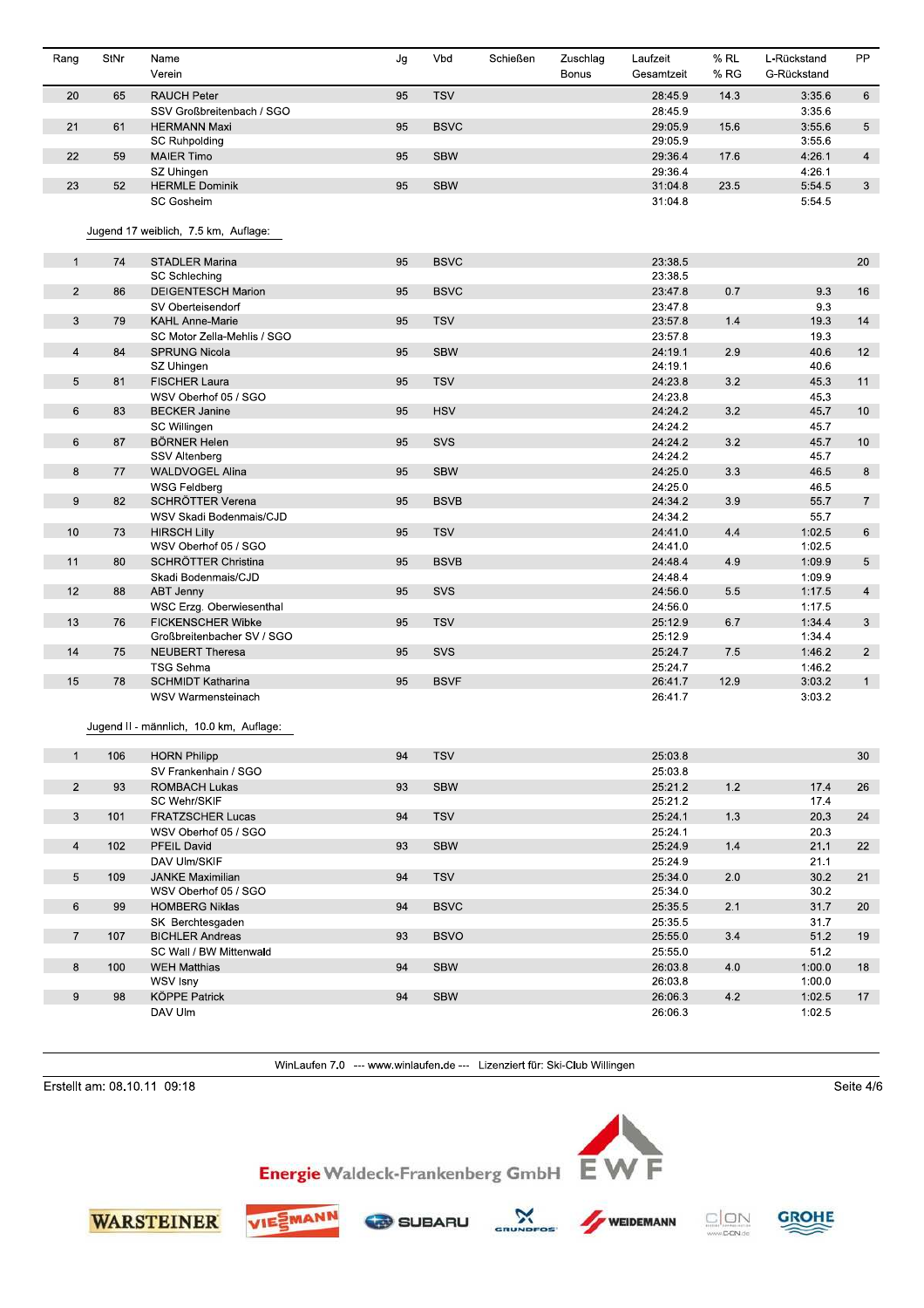| Rang | StNr | Name / Verein | Jg | Vbd | Schießen | Zuschlag / Bonus | Laufzeit / Gesamtzeit | % RL / % RG | L-Rückstand / G-Rückstand | PP |
|---|---|---|---|---|---|---|---|---|---|---|
| 20 | 65 | RAUCH Peter | 95 | TSV | | | 28:45.9 | 14.3 | 3:35.6 | 6 |
| | | SSV Großbreitenbach / SGO | | | | | 28:45.9 | | 3:35.6 | |
| 21 | 61 | HERMANN Maxi | 95 | BSVC | | | 29:05.9 | 15.6 | 3:55.6 | 5 |
| | | SC Ruhpolding | | | | | 29:05.9 | | 3:55.6 | |
| 22 | 59 | MAIER Timo | 95 | SBW | | | 29:36.4 | 17.6 | 4:26.1 | 4 |
| | | SZ Uhingen | | | | | 29:36.4 | | 4:26.1 | |
| 23 | 52 | HERMLE Dominik | 95 | SBW | | | 31:04.8 | 23.5 | 5:54.5 | 3 |
| | | SC Gosheim | | | | | 31:04.8 | | 5:54.5 | |

Jugend 17 weiblich, 7.5 km, Auflage:

| Rang | StNr | Name / Verein | Jg | Vbd | Schießen | Zuschlag / Bonus | Laufzeit / Gesamtzeit | % RL / % RG | L-Rückstand / G-Rückstand | PP |
|---|---|---|---|---|---|---|---|---|---|---|
| 1 | 74 | STADLER Marina | 95 | BSVC | | | 23:38.5 | | | 20 |
| | | SC Schleching | | | | | 23:38.5 | | | |
| 2 | 86 | DEIGENTESCH Marion | 95 | BSVC | | | 23:47.8 | 0.7 | 9.3 | 16 |
| | | SV Oberteisendorf | | | | | 23:47.8 | | 9.3 | |
| 3 | 79 | KAHL Anne-Marie | 95 | TSV | | | 23:57.8 | 1.4 | 19.3 | 14 |
| | | SC Motor Zella-Mehlis / SGO | | | | | 23:57.8 | | 19.3 | |
| 4 | 84 | SPRUNG Nicola | 95 | SBW | | | 24:19.1 | 2.9 | 40.6 | 12 |
| | | SZ Uhingen | | | | | 24:19.1 | | 40.6 | |
| 5 | 81 | FISCHER Laura | 95 | TSV | | | 24:23.8 | 3.2 | 45.3 | 11 |
| | | WSV Oberhof 05 / SGO | | | | | 24:23.8 | | 45.3 | |
| 6 | 83 | BECKER Janine | 95 | HSV | | | 24:24.2 | 3.2 | 45.7 | 10 |
| | | SC Willingen | | | | | 24:24.2 | | 45.7 | |
| 6 | 87 | BÖRNER Helen | 95 | SVS | | | 24:24.2 | 3.2 | 45.7 | 10 |
| | | SSV Altenberg | | | | | 24:24.2 | | 45.7 | |
| 8 | 77 | WALDVOGEL Alina | 95 | SBW | | | 24:25.0 | 3.3 | 46.5 | 8 |
| | | WSG Feldberg | | | | | 24:25.0 | | 46.5 | |
| 9 | 82 | SCHRÖTTER Verena | 95 | BSVB | | | 24:34.2 | 3.9 | 55.7 | 7 |
| | | WSV Skadi Bodenmais/CJD | | | | | 24:34.2 | | 55.7 | |
| 10 | 73 | HIRSCH Lilly | 95 | TSV | | | 24:41.0 | 4.4 | 1:02.5 | 6 |
| | | WSV Oberhof 05 / SGO | | | | | 24:41.0 | | 1:02.5 | |
| 11 | 80 | SCHRÖTTER Christina | 95 | BSVB | | | 24:48.4 | 4.9 | 1:09.9 | 5 |
| | | Skadi Bodenmais/CJD | | | | | 24:48.4 | | 1:09.9 | |
| 12 | 88 | ABT Jenny | 95 | SVS | | | 24:56.0 | 5.5 | 1:17.5 | 4 |
| | | WSC Erzg. Oberwiesenthal | | | | | 24:56.0 | | 1:17.5 | |
| 13 | 76 | FICKENSCHER Wibke | 95 | TSV | | | 25:12.9 | 6.7 | 1:34.4 | 3 |
| | | Großbreitenbacher SV / SGO | | | | | 25:12.9 | | 1:34.4 | |
| 14 | 75 | NEUBERT Theresa | 95 | SVS | | | 25:24.7 | 7.5 | 1:46.2 | 2 |
| | | TSG Sehma | | | | | 25:24.7 | | 1:46.2 | |
| 15 | 78 | SCHMIDT Katharina | 95 | BSVF | | | 26:41.7 | 12.9 | 3:03.2 | 1 |
| | | WSV Warmensteinach | | | | | 26:41.7 | | 3:03.2 | |

Jugend II - männlich, 10.0 km, Auflage:

| Rang | StNr | Name / Verein | Jg | Vbd | Schießen | Zuschlag / Bonus | Laufzeit / Gesamtzeit | % RL / % RG | L-Rückstand / G-Rückstand | PP |
|---|---|---|---|---|---|---|---|---|---|---|
| 1 | 106 | HORN Philipp | 94 | TSV | | | 25:03.8 | | | 30 |
| | | SV Frankenhain / SGO | | | | | 25:03.8 | | | |
| 2 | 93 | ROMBACH Lukas | 93 | SBW | | | 25:21.2 | 1.2 | 17.4 | 26 |
| | | SC Wehr/SKIF | | | | | 25:21.2 | | 17.4 | |
| 3 | 101 | FRATZSCHER Lucas | 94 | TSV | | | 25:24.1 | 1.3 | 20.3 | 24 |
| | | WSV Oberhof 05 / SGO | | | | | 25:24.1 | | 20.3 | |
| 4 | 102 | PFEIL David | 93 | SBW | | | 25:24.9 | 1.4 | 21.1 | 22 |
| | | DAV Ulm/SKIF | | | | | 25:24.9 | | 21.1 | |
| 5 | 109 | JANKE Maximilian | 94 | TSV | | | 25:34.0 | 2.0 | 30.2 | 21 |
| | | WSV Oberhof 05 / SGO | | | | | 25:34.0 | | 30.2 | |
| 6 | 99 | HOMBERG Niklas | 94 | BSVC | | | 25:35.5 | 2.1 | 31.7 | 20 |
| | | SK Berchtesgaden | | | | | 25:35.5 | | 31.7 | |
| 7 | 107 | BICHLER Andreas | 93 | BSVO | | | 25:55.0 | 3.4 | 51.2 | 19 |
| | | SC Wall / BW Mittenwald | | | | | 25:55.0 | | 51.2 | |
| 8 | 100 | WEH Matthias | 94 | SBW | | | 26:03.8 | 4.0 | 1:00.0 | 18 |
| | | WSV Isny | | | | | 26:03.8 | | 1:00.0 | |
| 9 | 98 | KÖPPE Patrick | 94 | SBW | | | 26:06.3 | 4.2 | 1:02.5 | 17 |
| | | DAV Ulm | | | | | 26:06.3 | | 1:02.5 | |

WinLaufen 7.0 --- www.winlaufen.de --- Lizenziert für: Ski-Club Willingen

Erstellt am: 08.10.11 09:18

Energie Waldeck-Frankenberg GmbH EWF

WARSTEINER VIESSMANN SUBARU GRUNDFOS WEIDEMANN C|ON GROHE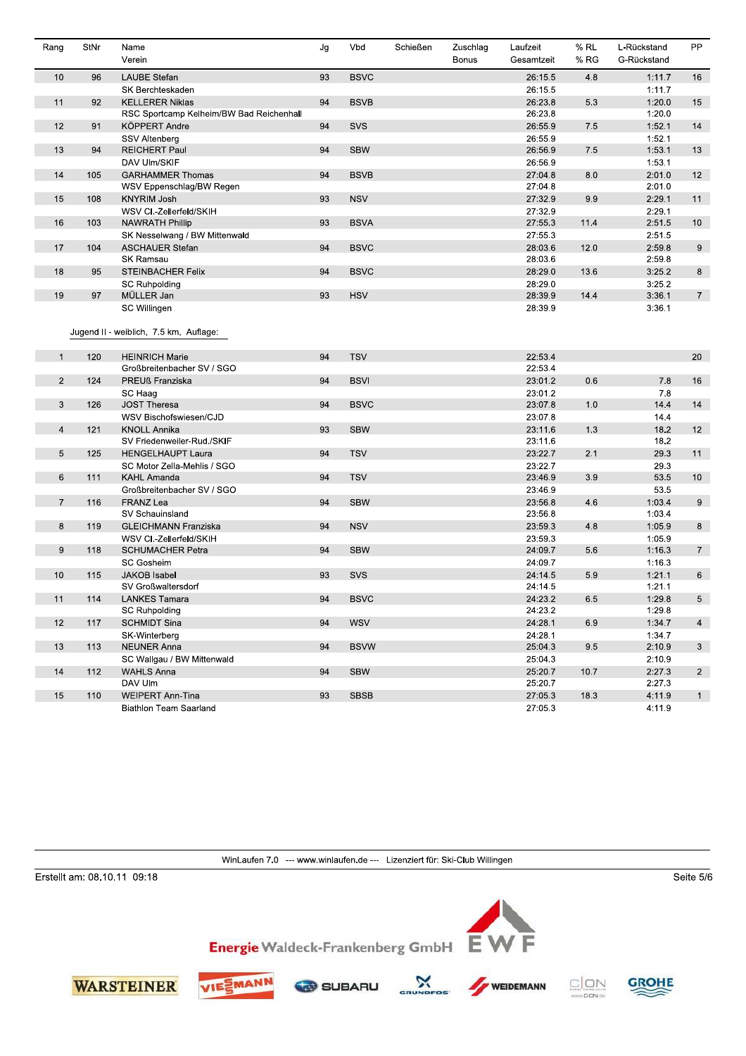| Rang | StNr | Name<br>Verein | Jg | Vbd | Schießen | Zuschlag<br>Bonus | Laufzeit<br>Gesamtzeit | % RL<br>% RG | L-Rückstand<br>G-Rückstand | PP |
|---|---|---|---|---|---|---|---|---|---|---|
| 10 | 96 | LAUBE Stefan<br>SK Berchteskaden | 93 | BSVC | | | 26:15.5<br>26:15.5 | 4.8 | 1:11.7<br>1:11.7 | 16 |
| 11 | 92 | KELLERER Niklas<br>RSC Sportcamp Kelheim/BW Bad Reichenhall | 94 | BSVB | | | 26:23.8<br>26:23.8 | 5.3 | 1:20.0<br>1:20.0 | 15 |
| 12 | 91 | KÖPPERT Andre<br>SSV Altenberg | 94 | SVS | | | 26:55.9<br>26:55.9 | 7.5 | 1:52.1<br>1:52.1 | 14 |
| 13 | 94 | REICHERT Paul<br>DAV Ulm/SKIF | 94 | SBW | | | 26:56.9<br>26:56.9 | 7.5 | 1:53.1<br>1:53.1 | 13 |
| 14 | 105 | GARHAMMER Thomas<br>WSV Eppenschlag/BW Regen | 94 | BSVB | | | 27:04.8<br>27:04.8 | 8.0 | 2:01.0<br>2:01.0 | 12 |
| 15 | 108 | KNYRIM Josh<br>WSV Cl.-Zellerfeld/SKIH | 93 | NSV | | | 27:32.9<br>27:32.9 | 9.9 | 2:29.1<br>2:29.1 | 11 |
| 16 | 103 | NAWRATH Phillip<br>SK Nesselwang / BW Mittenwald | 93 | BSVA | | | 27:55.3<br>27:55.3 | 11.4 | 2:51.5<br>2:51.5 | 10 |
| 17 | 104 | ASCHAUER Stefan<br>SK Ramsau | 94 | BSVC | | | 28:03.6<br>28:03.6 | 12.0 | 2:59.8<br>2:59.8 | 9 |
| 18 | 95 | STEINBACHER Felix<br>SC Ruhpolding | 94 | BSVC | | | 28:29.0<br>28:29.0 | 13.6 | 3:25.2<br>3:25.2 | 8 |
| 19 | 97 | MÜLLER Jan<br>SC Willingen | 93 | HSV | | | 28:39.9<br>28:39.9 | 14.4 | 3:36.1<br>3:36.1 | 7 |

Jugend II - weiblich, 7.5 km, Auflage:

| Rang | StNr | Name<br>Verein | Jg | Vbd | Schießen | Zuschlag<br>Bonus | Laufzeit<br>Gesamtzeit | % RL<br>% RG | L-Rückstand<br>G-Rückstand | PP |
|---|---|---|---|---|---|---|---|---|---|---|
| 1 | 120 | HEINRICH Marie<br>Großbreitenbacher SV / SGO | 94 | TSV | | | 22:53.4<br>22:53.4 | | | 20 |
| 2 | 124 | PREUß Franziska<br>SC Haag | 94 | BSVI | | | 23:01.2<br>23:01.2 | 0.6 | 7.8<br>7.8 | 16 |
| 3 | 126 | JOST Theresa<br>WSV Bischofswiesen/CJD | 94 | BSVC | | | 23:07.8<br>23:07.8 | 1.0 | 14.4<br>14.4 | 14 |
| 4 | 121 | KNOLL Annika<br>SV Friedenweiler-Rud./SKIF | 93 | SBW | | | 23:11.6<br>23:11.6 | 1.3 | 18.2<br>18.2 | 12 |
| 5 | 125 | HENGELHAUPT Laura<br>SC Motor Zella-Mehlis / SGO | 94 | TSV | | | 23:22.7<br>23:22.7 | 2.1 | 29.3<br>29.3 | 11 |
| 6 | 111 | KAHL Amanda<br>Großbreitenbacher SV / SGO | 94 | TSV | | | 23:46.9<br>23:46.9 | 3.9 | 53.5<br>53.5 | 10 |
| 7 | 116 | FRANZ Lea<br>SV Schauinsland | 94 | SBW | | | 23:56.8<br>23:56.8 | 4.6 | 1:03.4<br>1:03.4 | 9 |
| 8 | 119 | GLEICHMANN Franziska<br>WSV Cl.-Zellerfeld/SKIH | 94 | NSV | | | 23:59.3<br>23:59.3 | 4.8 | 1:05.9<br>1:05.9 | 8 |
| 9 | 118 | SCHUMACHER Petra<br>SC Gosheim | 94 | SBW | | | 24:09.7<br>24:09.7 | 5.6 | 1:16.3<br>1:16.3 | 7 |
| 10 | 115 | JAKOB Isabel<br>SV Großwaltersdorf | 93 | SVS | | | 24:14.5<br>24:14.5 | 5.9 | 1:21.1<br>1:21.1 | 6 |
| 11 | 114 | LANKES Tamara<br>SC Ruhpolding | 94 | BSVC | | | 24:23.2<br>24:23.2 | 6.5 | 1:29.8<br>1:29.8 | 5 |
| 12 | 117 | SCHMIDT Sina<br>SK-Winterberg | 94 | WSV | | | 24:28.1<br>24:28.1 | 6.9 | 1:34.7<br>1:34.7 | 4 |
| 13 | 113 | NEUNER Anna<br>SC Wallgau / BW Mittenwald | 94 | BSVW | | | 25:04.3<br>25:04.3 | 9.5 | 2:10.9<br>2:10.9 | 3 |
| 14 | 112 | WAHLS Anna<br>DAV Ulm | 94 | SBW | | | 25:20.7<br>25:20.7 | 10.7 | 2:27.3<br>2:27.3 | 2 |
| 15 | 110 | WEIPERT Ann-Tina<br>Biathlon Team Saarland | 93 | SBSB | | | 27:05.3<br>27:05.3 | 18.3 | 4:11.9<br>4:11.9 | 1 |

WinLaufen 7.0 --- www.winlaufen.de --- Lizenziert für: Ski-Club Willingen

Erstellt am: 08.10.11 09:18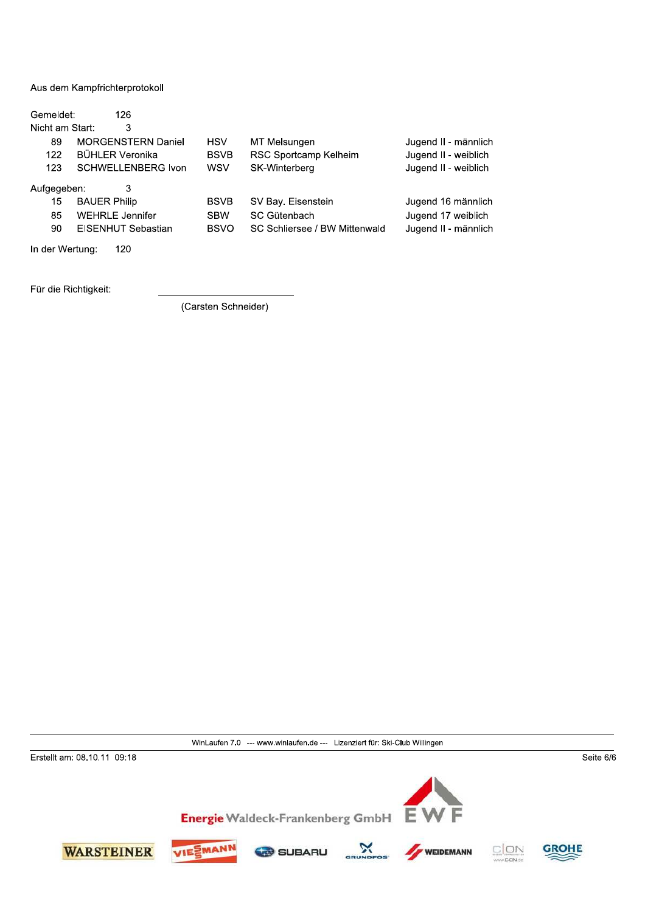Aus dem Kampfrichterprotokoll

Gemeldet: 126

Nicht am Start: 3

| | | | | |
|---|---|---|---|---|
| 89 | MORGENSTERN Daniel | HSV | MT Melsungen | Jugend II - männlich |
| 122 | BÜHLER Veronika | BSVB | RSC Sportcamp Kelheim | Jugend II - weiblich |
| 123 | SCHWELLENBERG Ivon | WSV | SK-Winterberg | Jugend II - weiblich |

Aufgegeben: 3

| | | | | |
|---|---|---|---|---|
| 15 | BAUER Philip | BSVB | SV Bay. Eisenstein | Jugend 16 männlich |
| 85 | WEHRLE Jennifer | SBW | SC Gütenbach | Jugend 17 weiblich |
| 90 | EISENHUT Sebastian | BSVO | SC Schliersee / BW Mittenwald | Jugend II - männlich |

In der Wertung: 120

Für die Richtigkeit: ______________________

(Carsten Schneider)

WinLaufen 7.0 --- www.winlaufen.de --- Lizenziert für: Ski-Club Willingen

Erstellt am: 08.10.11 09:18